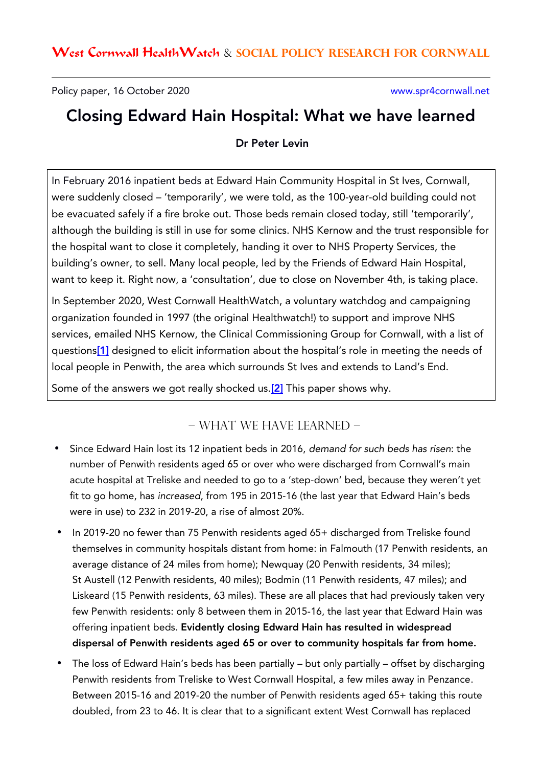West Cornwall HealthWatch & SOCIAL POLICY RESEARCH FOR CORNWALL

Policy paper, 16 October 2020 www.spr4cornwall.net

# Closing Edward Hain Hospital: What we have learned

**Dr Peter Levin**

In February 2016 inpatient beds at Edward Hain Community Hospital in St Ives, Cornwall, were suddenly closed – 'temporarily', we were told, as the 100-year-old building could not be evacuated safely if a fire broke out. Those beds remain closed today, still 'temporarily', although the building is still in use for some clinics. NHS Kernow and the trust responsible for the hospital want to close it completely, handing it over to NHS Property Services, the building's owner, to sell. Many local people, led by the Friends of Edward Hain Hospital, want to keep it. Right now, a 'consultation', due to close on November 4th, is taking place.

In September 2020, West Cornwall HealthWatch, a voluntary watchdog and campaigning organization founded in 1997 (the original Healthwatch!) to support and improve NHS services, emailed NHS Kernow, the Clinical Commissioning Group for Cornwall, with a list of questions[1] designed to elicit information about the hospital's role in meeting the needs of local people in Penwith, the area which surrounds St Ives and extends to Land's End.

Some of the answers we got really shocked us.[2] This page shows why.

## – What we have learned –

- Since Edward Hain lost its 12 inpatient beds in 2016, *demand for such beds has risen*: the number of Penwith residents aged 65 or over who were discharged from Cornwall's main acute hospital at Treliske and needed to go to a 'step-down' bed, because they weren't yet fit to go home, has *increased*, from 195 in 2015-16 (the last year that Edward Hain's beds were in use) to 232 in 2019-20, a rise of almost 20%.
- In 2019-20 no fewer than 75 Penwith residents aged 65+ discharged from Treliske found themselves in community hospitals distant from home: in Falmouth (17 Penwith residents, an average distance of 24 miles from home); Newquay (20 Penwith residents, 34 miles); St Austell (12 Penwith residents, 40 miles); Bodmin (11 Penwith residents, 47 miles); and Liskeard (15 Penwith residents, 63 miles). These are all places that had previously taken very few Penwith residents: only 8 between them in 2015-16, the last year that Edward Hain was offering inpatient beds. **Evidently closing Edward Hain has resulted in widespread dispersal of Penwith residents aged 65 or over to community hospitals far from home.**
- The loss of Edward Hain's beds has been partially – but only partially – offset by discharging Penwith residents from Treliske to West Cornwall Hospital, a few miles away in Penzance. Between 2015-16 and 2019-20 the number of Penwith residents aged 65+ taking this route doubled, from 23 to 46. It is clear that to a significant extent West Cornwall has replaced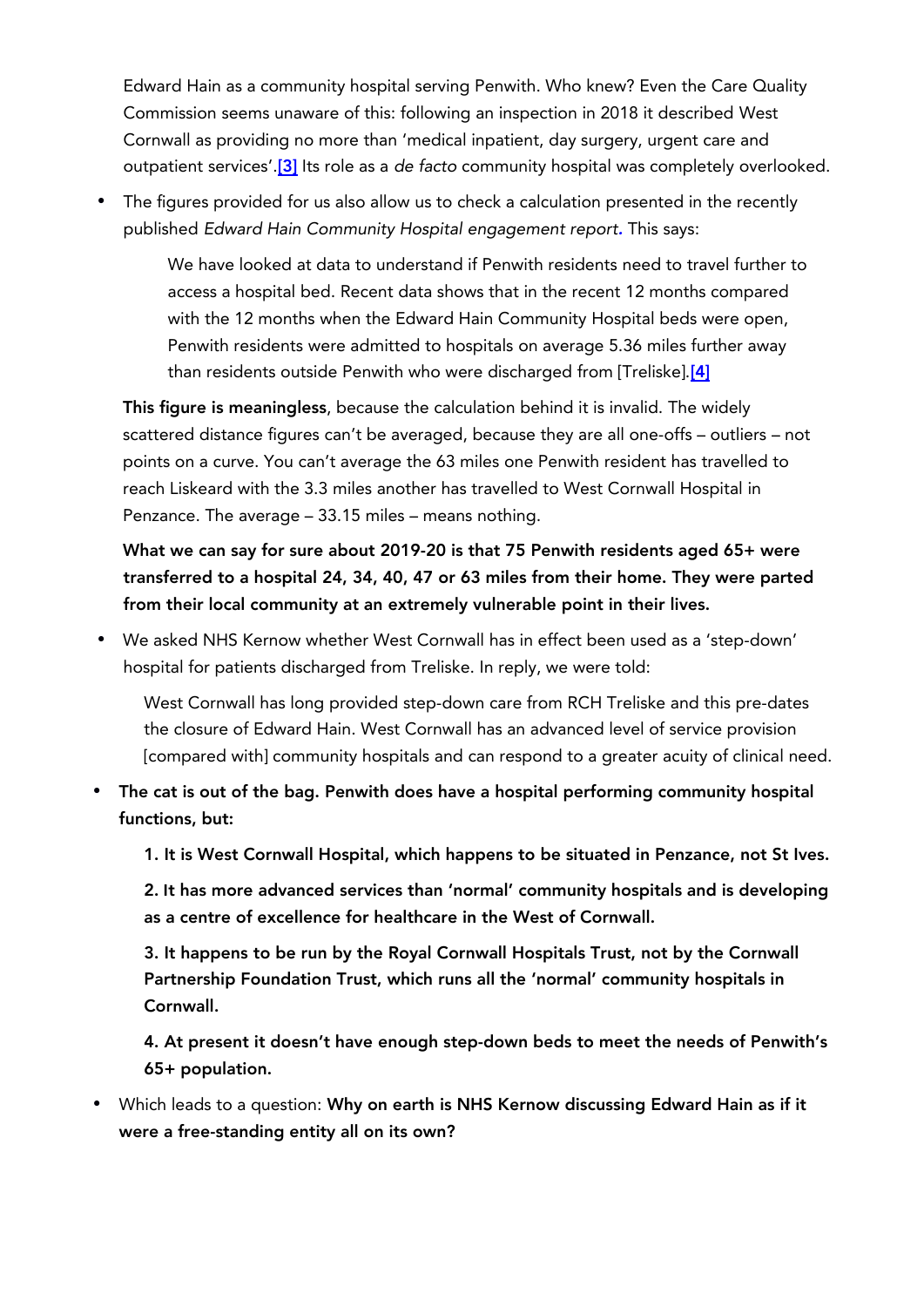Edward Hain as a community hospital serving Penwith. Who knew? Even the Care Quality Commission seems unaware of this: following an inspection in 2018 it described West Cornwall as providing no more than 'medical inpatient, day surgery, urgent care and outpatient services'.[3] Its role as a *de facto* community hospital was completely overlooked.

- The figures provided for us also allow us to check a calculation presented in the recently published *Edward Hain Community Hospital engagement report*. This says:

  > We have looked at data to understand if Penwith residents need to travel further to access a hospital bed. Recent data shows that in the recent 12 months compared with the 12 months when the Edward Hain Community Hospital beds were open, Penwith residents were admitted to hospitals on average 5.36 miles further away than residents outside Penwith who were discharged from [Treliske].[4]

  **This figure is meaningless**, because the calculation behind it is invalid. The widely scattered distance figures can't be averaged, because they are all one-offs – outliers – not points on a curve. You can't average the 63 miles one Penwith resident has travelled to reach Liskeard with the 3.3 miles another has travelled to West Cornwall Hospital in Penzance. The average – 33.15 miles – means nothing.

  **What we can say for sure about 2019-20 is that 75 Penwith residents aged 65+ were transferred to a hospital 24, 34, 40, 47 or 63 miles from their home. They were parted from their local community at an extremely vulnerable point in their lives.**

- We asked NHS Kernow whether West Cornwall has in effect been used as a 'step-down' hospital for patients discharged from Treliske. In reply, we were told:

  > West Cornwall has long provided step-down care from RCH Treliske and this pre-dates the closure of Edward Hain. West Cornwall has an advanced level of service provision [compared with] community hospitals and can respond to a greater acuity of clinical need.

- **The cat is out of the bag. Penwith does have a hospital performing community hospital functions, but:**

  **1. It is West Cornwall Hospital, which happens to be situated in Penzance, not St Ives.**

  **2. It has more advanced services than 'normal' community hospitals and is developing as a centre of excellence for healthcare in the West of Cornwall.**

  **3. It happens to be run by the Royal Cornwall Hospitals Trust, not by the Cornwall Partnership Foundation Trust, which runs all the 'normal' community hospitals in Cornwall.**

  **4. At present it doesn't have enough step-down beds to meet the needs of Penwith's 65+ population.**

- Which leads to a question: **Why on earth is NHS Kernow discussing Edward Hain as if it were a free-standing entity all on its own?**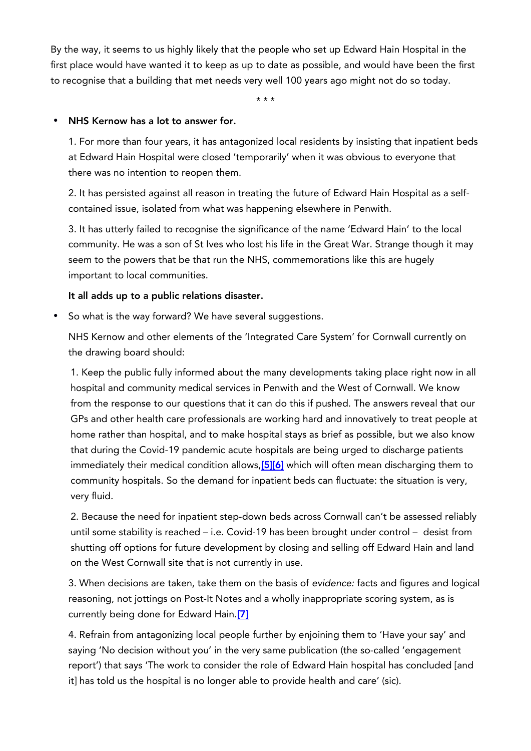By the way, it seems to us highly likely that the people who set up Edward Hain Hospital in the first place would have wanted it to keep as up to date as possible, and would have been the first to recognise that a building that met needs very well 100 years ago might not do so today.

\* \* \*

- **NHS Kernow has a lot to answer for.**

  1. For more than four years, it has antagonized local residents by insisting that inpatient beds at Edward Hain Hospital were closed 'temporarily' when it was obvious to everyone that there was no intention to reopen them.

  2. It has persisted against all reason in treating the future of Edward Hain Hospital as a self-contained issue, isolated from what was happening elsewhere in Penwith.

  3. It has utterly failed to recognise the significance of the name 'Edward Hain' to the local community. He was a son of St Ives who lost his life in the Great War. Strange though it may seem to the powers that be that run the NHS, commemorations like this are hugely important to local communities.

  **It all adds up to a public relations disaster.**

- So what is the way forward? We have several suggestions.

  NHS Kernow and other elements of the 'Integrated Care System' for Cornwall currently on the drawing board should:

  1. Keep the public fully informed about the many developments taking place right now in all hospital and community medical services in Penwith and the West of Cornwall. We know from the response to our questions that it can do this if pushed. The answers reveal that our GPs and other health care professionals are working hard and innovatively to treat people at home rather than hospital, and to make hospital stays as brief as possible, but we also know that during the Covid-19 pandemic acute hospitals are being urged to discharge patients immediately their medical condition allows,[5][6] which will often mean discharging them to community hospitals. So the demand for inpatient beds can fluctuate: the situation is very, very fluid.

  2. Because the need for inpatient step-down beds across Cornwall can't be assessed reliably until some stability is reached – i.e. Covid-19 has been brought under control – desist from shutting off options for future development by closing and selling off Edward Hain and land on the West Cornwall site that is not currently in use.

  3. When decisions are taken, take them on the basis of *evidence:* facts and figures and logical reasoning, not jottings on Post-It Notes and a wholly inappropriate scoring system, as is currently being done for Edward Hain.[7]

  4. Refrain from antagonizing local people further by enjoining them to 'Have your say' and saying 'No decision without you' in the very same publication (the so-called 'engagement report') that says 'The work to consider the role of Edward Hain hospital has concluded [and it] has told us the hospital is no longer able to provide health and care' (sic).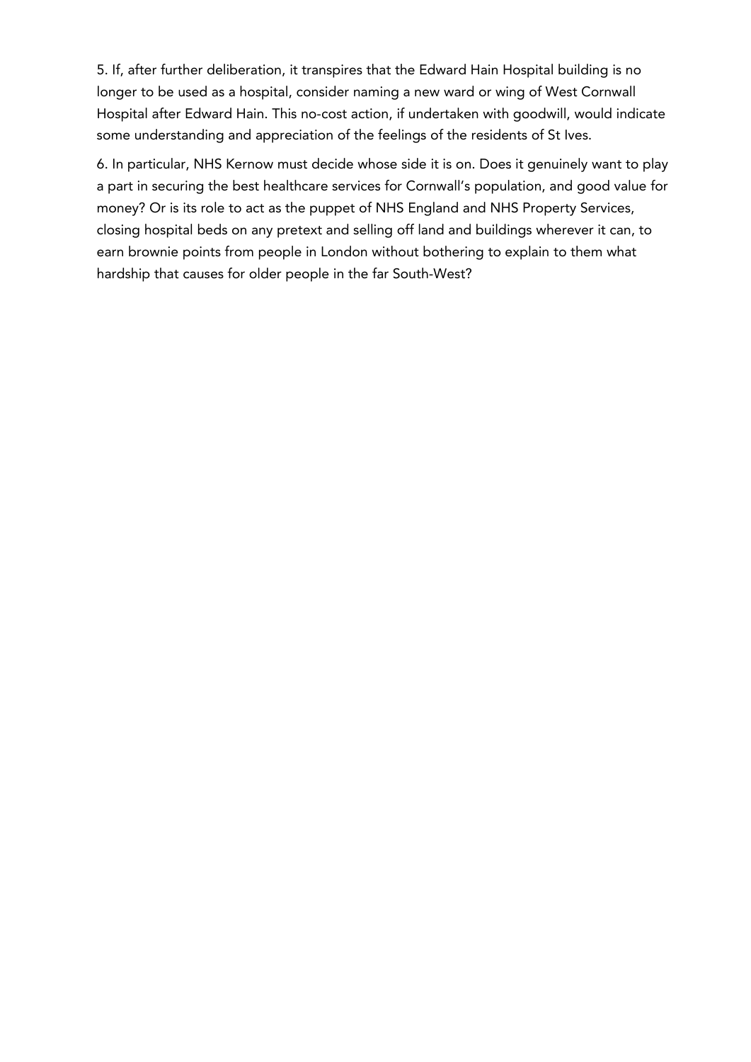5. If, after further deliberation, it transpires that the Edward Hain Hospital building is no longer to be used as a hospital, consider naming a new ward or wing of West Cornwall Hospital after Edward Hain. This no-cost action, if undertaken with goodwill, would indicate some understanding and appreciation of the feelings of the residents of St Ives.

6. In particular, NHS Kernow must decide whose side it is on. Does it genuinely want to play a part in securing the best healthcare services for Cornwall's population, and good value for money? Or is its role to act as the puppet of NHS England and NHS Property Services, closing hospital beds on any pretext and selling off land and buildings wherever it can, to earn brownie points from people in London without bothering to explain to them what hardship that causes for older people in the far South-West?